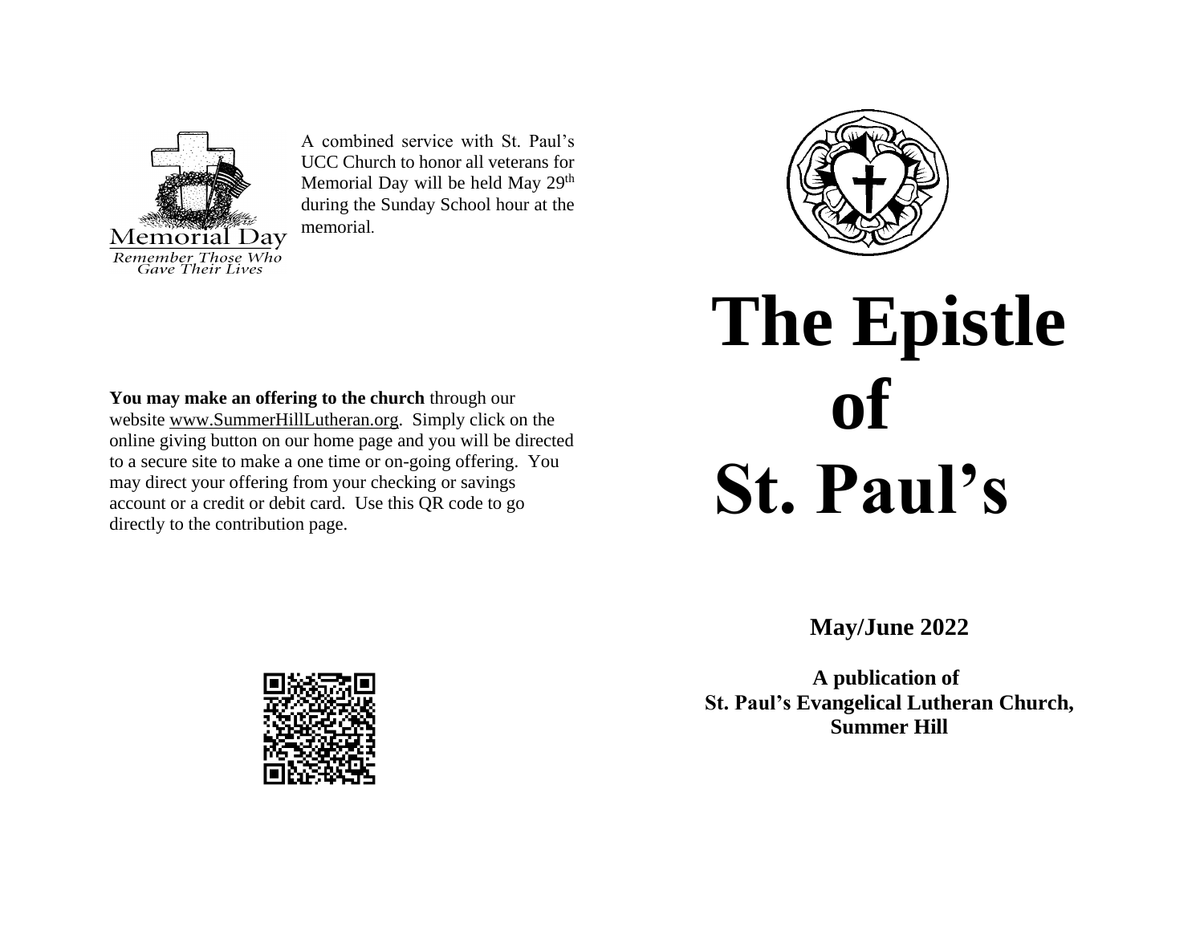Memorial Day

*Remember Those Who Gave Their Lives*

A combined service with St. Paul's UCC Church to honor all veterans for Memorial Day will be held May 29th during the Sunday School hour at the memorial.

**You may make an offering to the church** through our website www.SummerHillLutheran.org. Simply click on the online giving button on our home page and you will be directed to a secure site to make a one time or on-going offering. You may direct your offering from your checking or savings account or a credit or debit card. Use this QR code to go directly to the contribution page.

# The Epistle of St. Paul's

**May/June 2022**

**A publication of**
**St. Paul's Evangelical Lutheran Church, Summer Hill**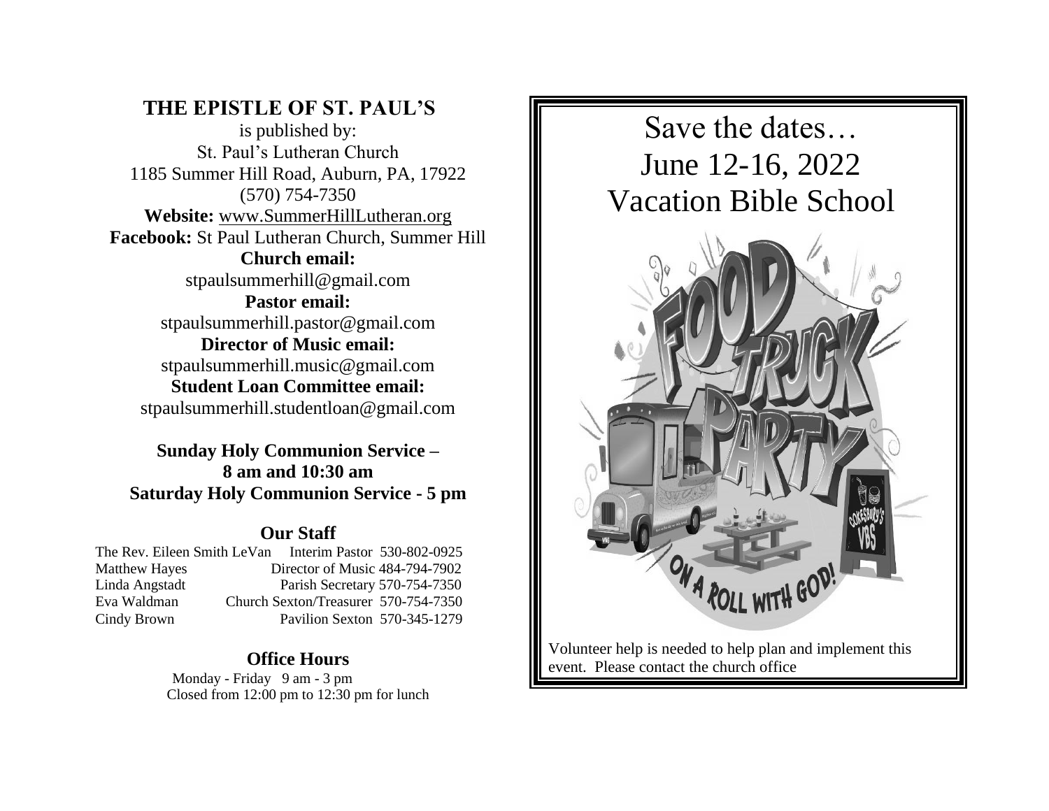## THE EPISTLE OF ST. PAUL'S

is published by:
St. Paul's Lutheran Church
1185 Summer Hill Road, Auburn, PA, 17922
(570) 754-7350

**Website:** www.SummerHillLutheran.org
**Facebook:** St Paul Lutheran Church, Summer Hill
**Church email:**
stpaulsummerhill@gmail.com
**Pastor email:**
stpaulsummerhill.pastor@gmail.com
**Director of Music email:**
stpaulsummerhill.music@gmail.com
**Student Loan Committee email:**
stpaulsummerhill.studentloan@gmail.com

**Sunday Holy Communion Service – 8 am and 10:30 am**
**Saturday Holy Communion Service - 5 pm**

### Our Staff

| | | |
|---|---|---|
| The Rev. Eileen Smith LeVan | Interim Pastor | 530-802-0925 |
| Matthew Hayes | Director of Music | 484-794-7902 |
| Linda Angstadt | Parish Secretary | 570-754-7350 |
| Eva Waldman | Church Sexton/Treasurer | 570-754-7350 |
| Cindy Brown | Pavilion Sexton | 570-345-1279 |

### Office Hours

Monday - Friday 9 am - 3 pm
Closed from 12:00 pm to 12:30 pm for lunch

# Save the dates…
# June 12-16, 2022
# Vacation Bible School

FOOD TRUCK PARTY
ON A ROLL WITH GOD!

Volunteer help is needed to help plan and implement this event. Please contact the church office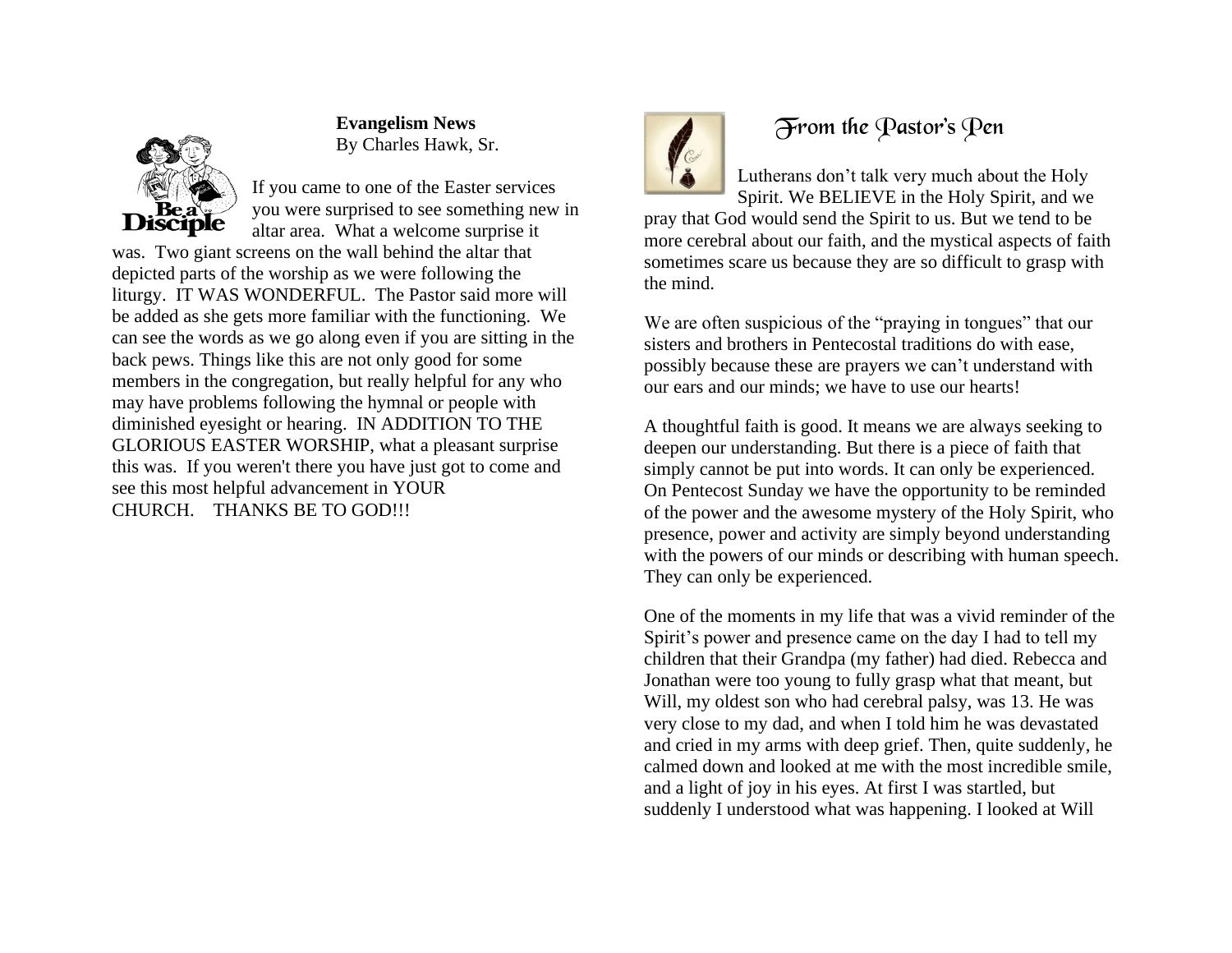**Evangelism News**

By Charles Hawk, Sr.

If you came to one of the Easter services you were surprised to see something new in altar area. What a welcome surprise it was. Two giant screens on the wall behind the altar that depicted parts of the worship as we were following the liturgy. IT WAS WONDERFUL. The Pastor said more will be added as she gets more familiar with the functioning. We can see the words as we go along even if you are sitting in the back pews. Things like this are not only good for some members in the congregation, but really helpful for any who may have problems following the hymnal or people with diminished eyesight or hearing. IN ADDITION TO THE GLORIOUS EASTER WORSHIP, what a pleasant surprise this was. If you weren't there you have just got to come and see this most helpful advancement in YOUR CHURCH. THANKS BE TO GOD!!!

## From the Pastor's Pen

Lutherans don't talk very much about the Holy Spirit. We BELIEVE in the Holy Spirit, and we pray that God would send the Spirit to us. But we tend to be more cerebral about our faith, and the mystical aspects of faith sometimes scare us because they are so difficult to grasp with the mind.

We are often suspicious of the "praying in tongues" that our sisters and brothers in Pentecostal traditions do with ease, possibly because these are prayers we can't understand with our ears and our minds; we have to use our hearts!

A thoughtful faith is good. It means we are always seeking to deepen our understanding. But there is a piece of faith that simply cannot be put into words. It can only be experienced. On Pentecost Sunday we have the opportunity to be reminded of the power and the awesome mystery of the Holy Spirit, who presence, power and activity are simply beyond understanding with the powers of our minds or describing with human speech. They can only be experienced.

One of the moments in my life that was a vivid reminder of the Spirit's power and presence came on the day I had to tell my children that their Grandpa (my father) had died. Rebecca and Jonathan were too young to fully grasp what that meant, but Will, my oldest son who had cerebral palsy, was 13. He was very close to my dad, and when I told him he was devastated and cried in my arms with deep grief. Then, quite suddenly, he calmed down and looked at me with the most incredible smile, and a light of joy in his eyes. At first I was startled, but suddenly I understood what was happening. I looked at Will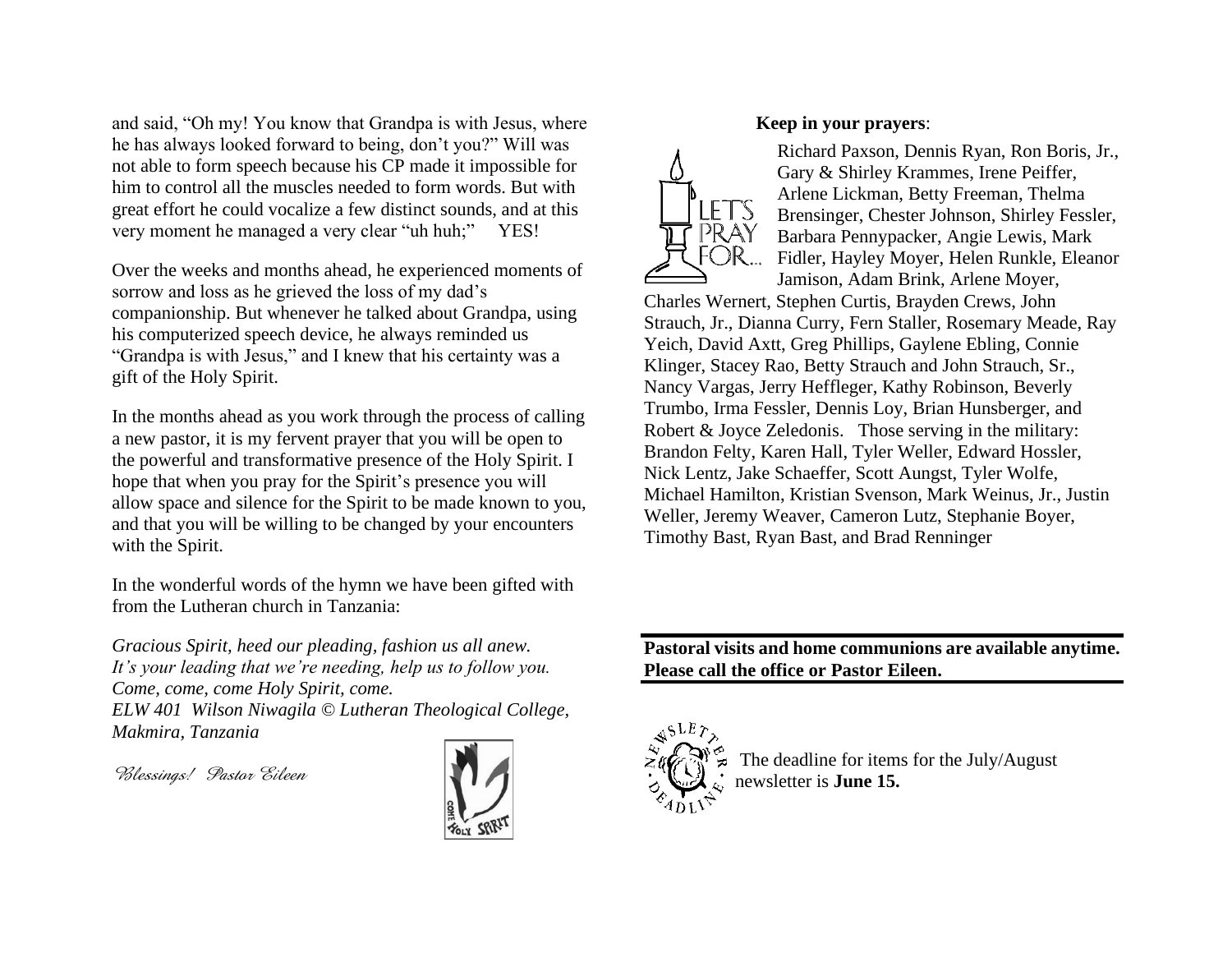and said, "Oh my! You know that Grandpa is with Jesus, where he has always looked forward to being, don't you?" Will was not able to form speech because his CP made it impossible for him to control all the muscles needed to form words. But with great effort he could vocalize a few distinct sounds, and at this very moment he managed a very clear "uh huh;" YES!

Over the weeks and months ahead, he experienced moments of sorrow and loss as he grieved the loss of my dad's companionship. But whenever he talked about Grandpa, using his computerized speech device, he always reminded us "Grandpa is with Jesus," and I knew that his certainty was a gift of the Holy Spirit.

In the months ahead as you work through the process of calling a new pastor, it is my fervent prayer that you will be open to the powerful and transformative presence of the Holy Spirit. I hope that when you pray for the Spirit's presence you will allow space and silence for the Spirit to be made known to you, and that you will be willing to be changed by your encounters with the Spirit.

In the wonderful words of the hymn we have been gifted with from the Lutheran church in Tanzania:

*Gracious Spirit, heed our pleading, fashion us all anew.*
*It's your leading that we're needing, help us to follow you.*
*Come, come, come Holy Spirit, come.*
*ELW 401 Wilson Niwagila © Lutheran Theological College, Makmira, Tanzania*

*Blessings! Pastor Eileen*

**Keep in your prayers**:

Richard Paxson, Dennis Ryan, Ron Boris, Jr., Gary & Shirley Krammes, Irene Peiffer, Arlene Lickman, Betty Freeman, Thelma Brensinger, Chester Johnson, Shirley Fessler, Barbara Pennypacker, Angie Lewis, Mark Fidler, Hayley Moyer, Helen Runkle, Eleanor Jamison, Adam Brink, Arlene Moyer, Charles Wernert, Stephen Curtis, Brayden Crews, John Strauch, Jr., Dianna Curry, Fern Staller, Rosemary Meade, Ray Yeich, David Axtt, Greg Phillips, Gaylene Ebling, Connie Klinger, Stacey Rao, Betty Strauch and John Strauch, Sr., Nancy Vargas, Jerry Heffleger, Kathy Robinson, Beverly Trumbo, Irma Fessler, Dennis Loy, Brian Hunsberger, and Robert & Joyce Zeledonis. Those serving in the military: Brandon Felty, Karen Hall, Tyler Weller, Edward Hossler, Nick Lentz, Jake Schaeffer, Scott Aungst, Tyler Wolfe, Michael Hamilton, Kristian Svenson, Mark Weinus, Jr., Justin Weller, Jeremy Weaver, Cameron Lutz, Stephanie Boyer, Timothy Bast, Ryan Bast, and Brad Renninger

---

**Pastoral visits and home communions are available anytime. Please call the office or Pastor Eileen.**

---

The deadline for items for the July/August newsletter is **June 15.**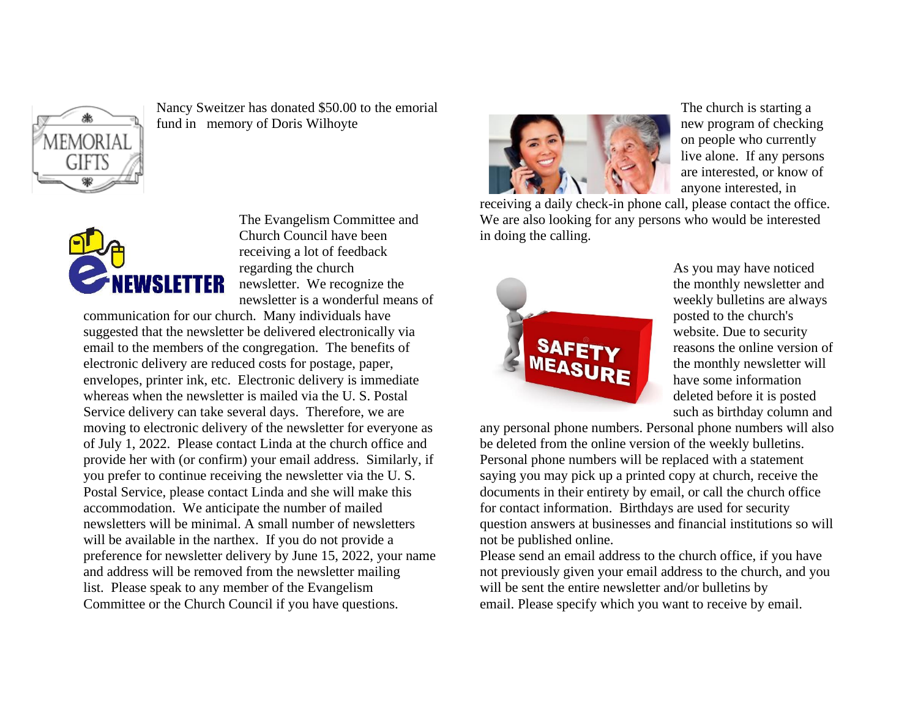Nancy Sweitzer has donated $50.00 to the emorial fund in memory of Doris Wilhoyte

The Evangelism Committee and Church Council have been receiving a lot of feedback regarding the church newsletter. We recognize the newsletter is a wonderful means of communication for our church. Many individuals have suggested that the newsletter be delivered electronically via email to the members of the congregation. The benefits of electronic delivery are reduced costs for postage, paper, envelopes, printer ink, etc. Electronic delivery is immediate whereas when the newsletter is mailed via the U. S. Postal Service delivery can take several days. Therefore, we are moving to electronic delivery of the newsletter for everyone as of July 1, 2022. Please contact Linda at the church office and provide her with (or confirm) your email address. Similarly, if you prefer to continue receiving the newsletter via the U. S. Postal Service, please contact Linda and she will make this accommodation. We anticipate the number of mailed newsletters will be minimal. A small number of newsletters will be available in the narthex. If you do not provide a preference for newsletter delivery by June 15, 2022, your name and address will be removed from the newsletter mailing list. Please speak to any member of the Evangelism Committee or the Church Council if you have questions.

The church is starting a new program of checking on people who currently live alone. If any persons are interested, or know of anyone interested, in receiving a daily check-in phone call, please contact the office. We are also looking for any persons who would be interested in doing the calling.

As you may have noticed the monthly newsletter and weekly bulletins are always posted to the church's website. Due to security reasons the online version of the monthly newsletter will have some information deleted before it is posted such as birthday column and any personal phone numbers. Personal phone numbers will also be deleted from the online version of the weekly bulletins. Personal phone numbers will be replaced with a statement saying you may pick up a printed copy at church, receive the documents in their entirety by email, or call the church office for contact information. Birthdays are used for security question answers at businesses and financial institutions so will not be published online.
Please send an email address to the church office, if you have not previously given your email address to the church, and you will be sent the entire newsletter and/or bulletins by email. Please specify which you want to receive by email.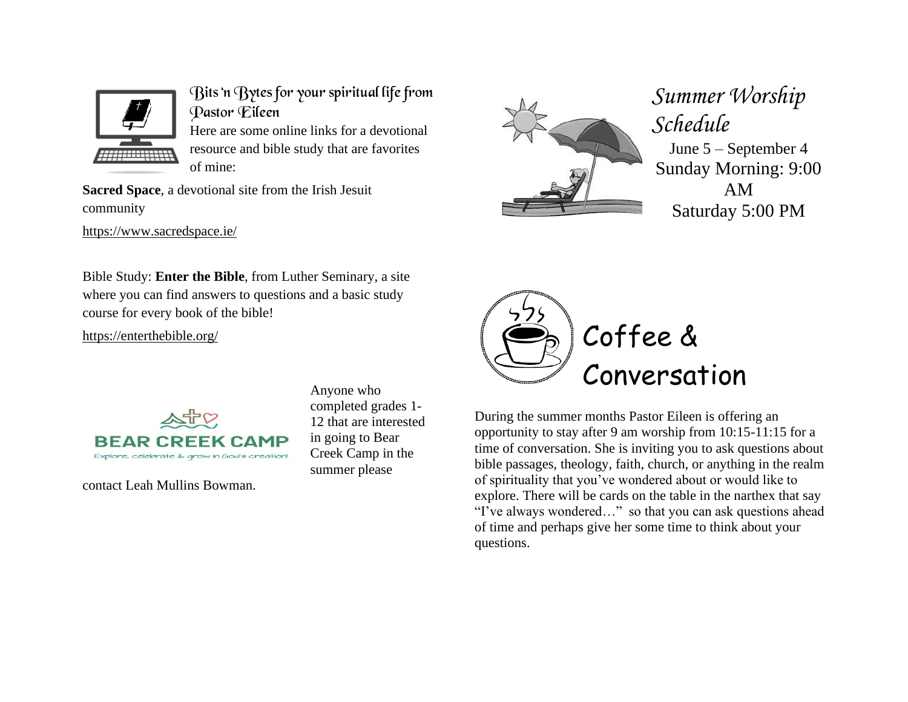## *Bits 'n Bytes for your spiritual life from Pastor Eileen*

Here are some online links for a devotional resource and bible study that are favorites of mine:

**Sacred Space**, a devotional site from the Irish Jesuit community

https://www.sacredspace.ie/

Bible Study: **Enter the Bible**, from Luther Seminary, a site where you can find answers to questions and a basic study course for every book of the bible!

https://enterthebible.org/

BEAR CREEK CAMP

Explore, celebrate & grow in God's creation!

Anyone who completed grades 1-12 that are interested in going to Bear Creek Camp in the summer please contact Leah Mullins Bowman.

## *Summer Worship Schedule*

June 5 – September 4

Sunday Morning: 9:00 AM

Saturday 5:00 PM

## Coffee & Conversation

During the summer months Pastor Eileen is offering an opportunity to stay after 9 am worship from 10:15-11:15 for a time of conversation. She is inviting you to ask questions about bible passages, theology, faith, church, or anything in the realm of spirituality that you've wondered about or would like to explore. There will be cards on the table in the narthex that say "I've always wondered…" so that you can ask questions ahead of time and perhaps give her some time to think about your questions.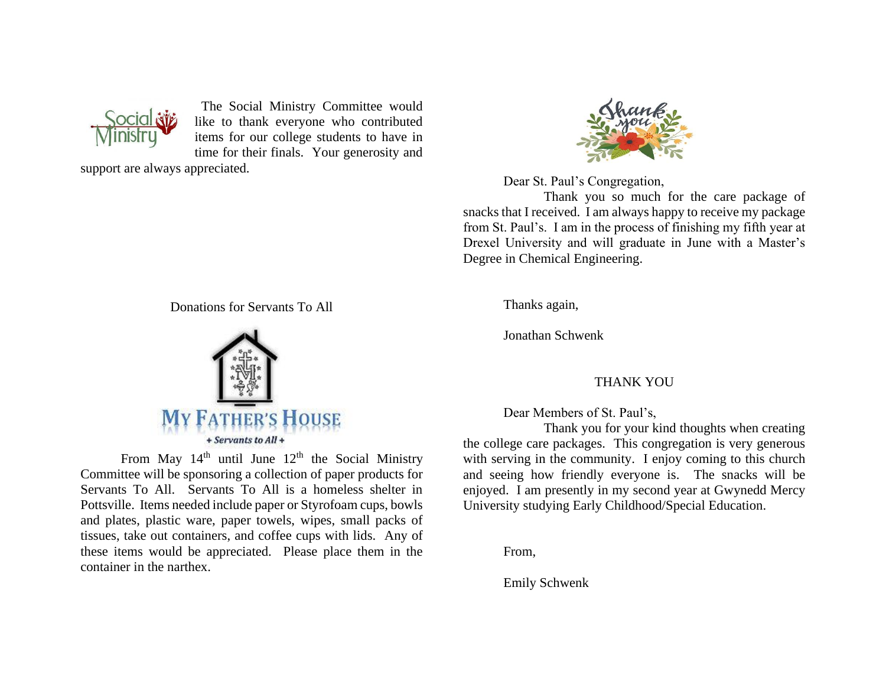The Social Ministry Committee would like to thank everyone who contributed items for our college students to have in time for their finals. Your generosity and support are always appreciated.

Donations for Servants To All

MY FATHER'S HOUSE

*+ Servants to All +*

From May 14th until June 12th the Social Ministry Committee will be sponsoring a collection of paper products for Servants To All. Servants To All is a homeless shelter in Pottsville. Items needed include paper or Styrofoam cups, bowls and plates, plastic ware, paper towels, wipes, small packs of tissues, take out containers, and coffee cups with lids. Any of these items would be appreciated. Please place them in the container in the narthex.

Dear St. Paul's Congregation,

Thank you so much for the care package of snacks that I received. I am always happy to receive my package from St. Paul's. I am in the process of finishing my fifth year at Drexel University and will graduate in June with a Master's Degree in Chemical Engineering.

Thanks again,

Jonathan Schwenk

THANK YOU

Dear Members of St. Paul's,

Thank you for your kind thoughts when creating the college care packages. This congregation is very generous with serving in the community. I enjoy coming to this church and seeing how friendly everyone is. The snacks will be enjoyed. I am presently in my second year at Gwynedd Mercy University studying Early Childhood/Special Education.

From,

Emily Schwenk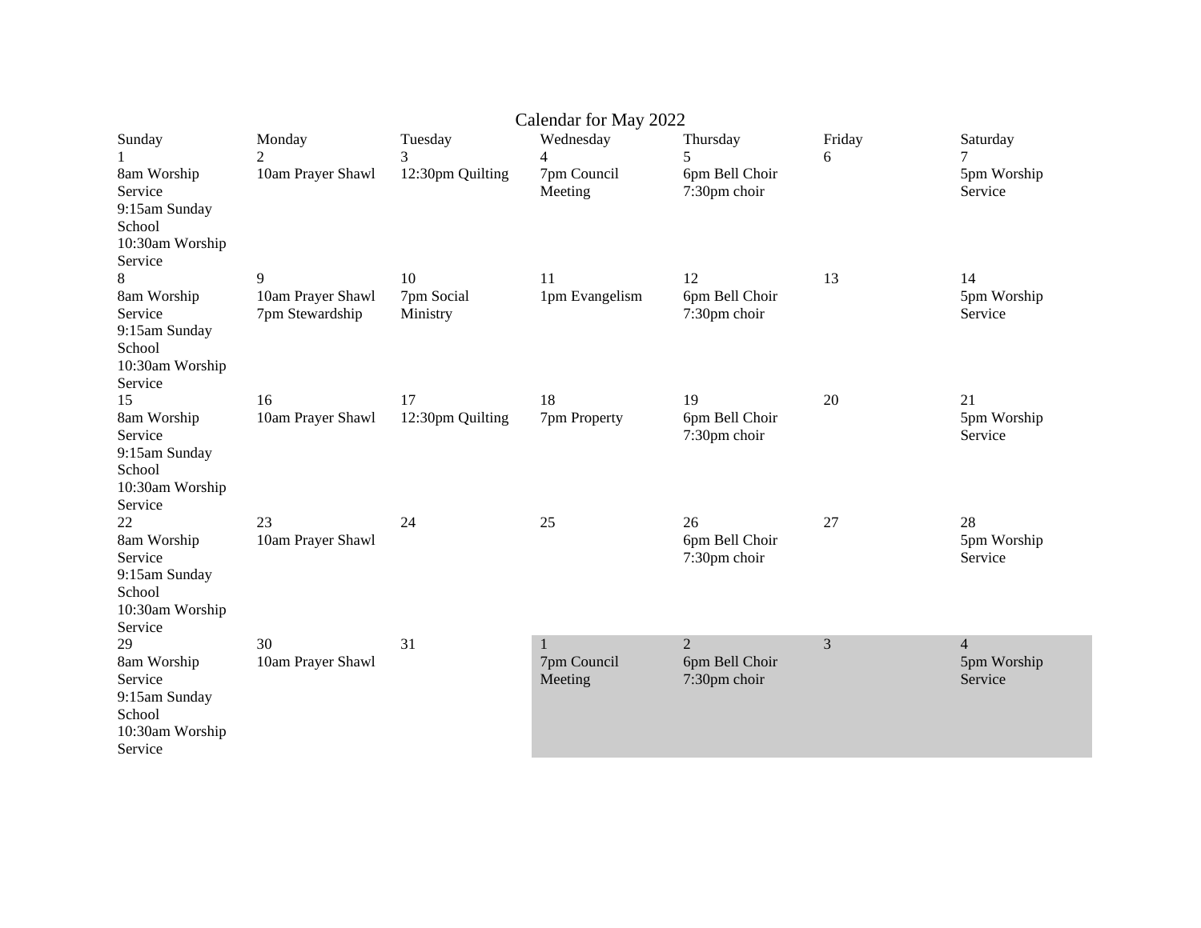# Calendar for May 2022

| Sunday | Monday | Tuesday | Wednesday | Thursday | Friday | Saturday |
|---|---|---|---|---|---|---|
| 1<br>8am Worship Service<br>9:15am Sunday School<br>10:30am Worship Service | 2<br>10am Prayer Shawl | 3<br>12:30pm Quilting | 4<br>7pm Council Meeting | 5<br>6pm Bell Choir<br>7:30pm choir | 6 | 7<br>5pm Worship Service |
| 8<br>8am Worship Service<br>9:15am Sunday School<br>10:30am Worship Service | 9<br>10am Prayer Shawl<br>7pm Stewardship | 10<br>7pm Social Ministry | 11<br>1pm Evangelism | 12<br>6pm Bell Choir<br>7:30pm choir | 13 | 14<br>5pm Worship Service |
| 15<br>8am Worship Service<br>9:15am Sunday School<br>10:30am Worship Service | 16<br>10am Prayer Shawl | 17<br>12:30pm Quilting | 18<br>7pm Property | 19<br>6pm Bell Choir<br>7:30pm choir | 20 | 21<br>5pm Worship Service |
| 22<br>8am Worship Service<br>9:15am Sunday School<br>10:30am Worship Service | 23<br>10am Prayer Shawl | 24 | 25 | 26<br>6pm Bell Choir<br>7:30pm choir | 27 | 28<br>5pm Worship Service |
| 29<br>8am Worship Service<br>9:15am Sunday School<br>10:30am Worship Service | 30<br>10am Prayer Shawl | 31 | 1<br>7pm Council Meeting | 2<br>6pm Bell Choir<br>7:30pm choir | 3 | 4<br>5pm Worship Service |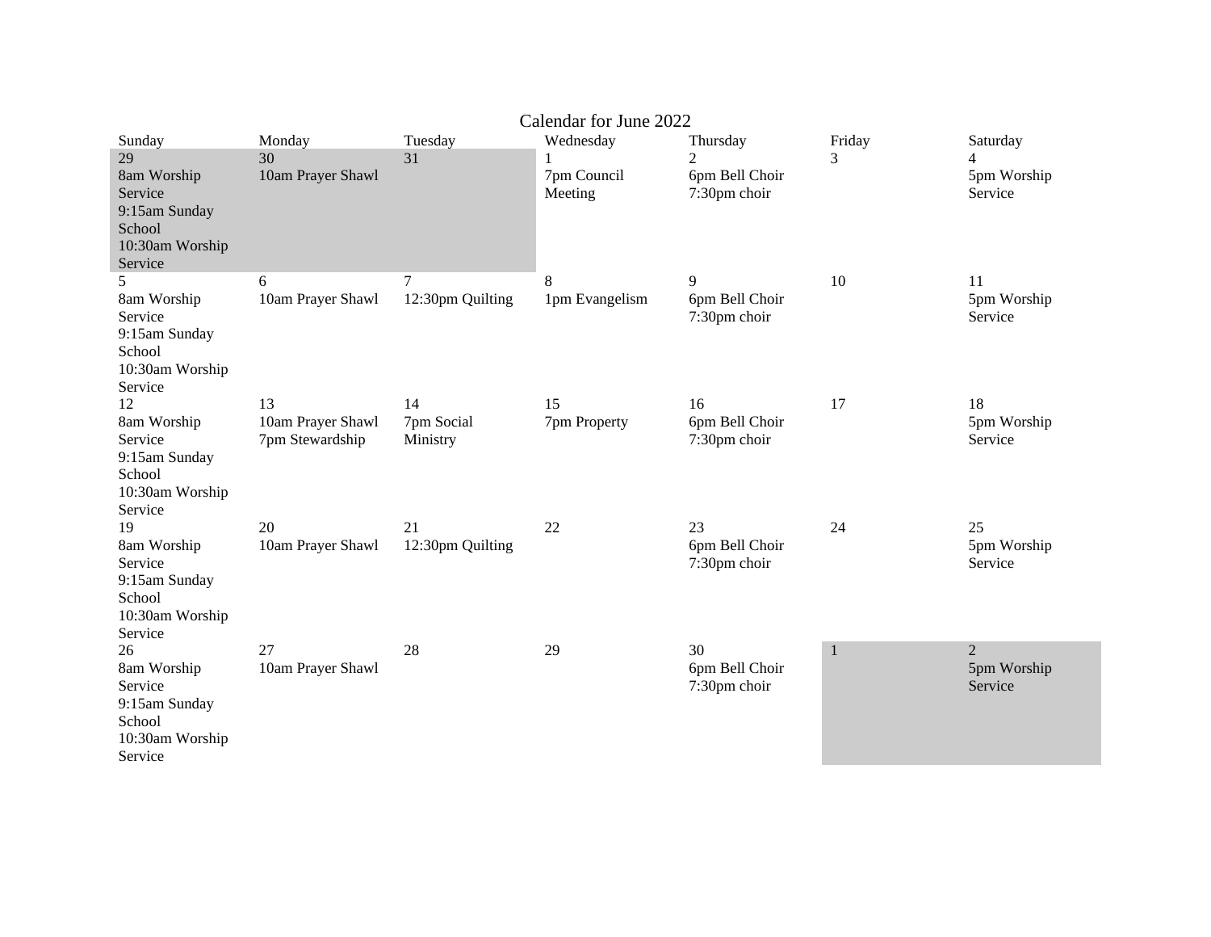# Calendar for June 2022

| Sunday | Monday | Tuesday | Wednesday | Thursday | Friday | Saturday |
|---|---|---|---|---|---|---|
| 29<br>8am Worship Service<br>9:15am Sunday School<br>10:30am Worship Service | 30<br>10am Prayer Shawl | 31 | 1<br>7pm Council Meeting | 2<br>6pm Bell Choir<br>7:30pm choir | 3 | 4<br>5pm Worship Service |
| 5<br>8am Worship Service<br>9:15am Sunday School<br>10:30am Worship Service | 6<br>10am Prayer Shawl | 7<br>12:30pm Quilting | 8<br>1pm Evangelism | 9<br>6pm Bell Choir<br>7:30pm choir | 10 | 11<br>5pm Worship Service |
| 12<br>8am Worship Service<br>9:15am Sunday School<br>10:30am Worship Service | 13<br>10am Prayer Shawl<br>7pm Stewardship | 14<br>7pm Social Ministry | 15<br>7pm Property | 16<br>6pm Bell Choir<br>7:30pm choir | 17 | 18<br>5pm Worship Service |
| 19<br>8am Worship Service<br>9:15am Sunday School<br>10:30am Worship Service | 20<br>10am Prayer Shawl | 21<br>12:30pm Quilting | 22 | 23<br>6pm Bell Choir<br>7:30pm choir | 24 | 25<br>5pm Worship Service |
| 26<br>8am Worship Service<br>9:15am Sunday School<br>10:30am Worship Service | 27<br>10am Prayer Shawl | 28 | 29 | 30<br>6pm Bell Choir<br>7:30pm choir | 1 | 2<br>5pm Worship Service |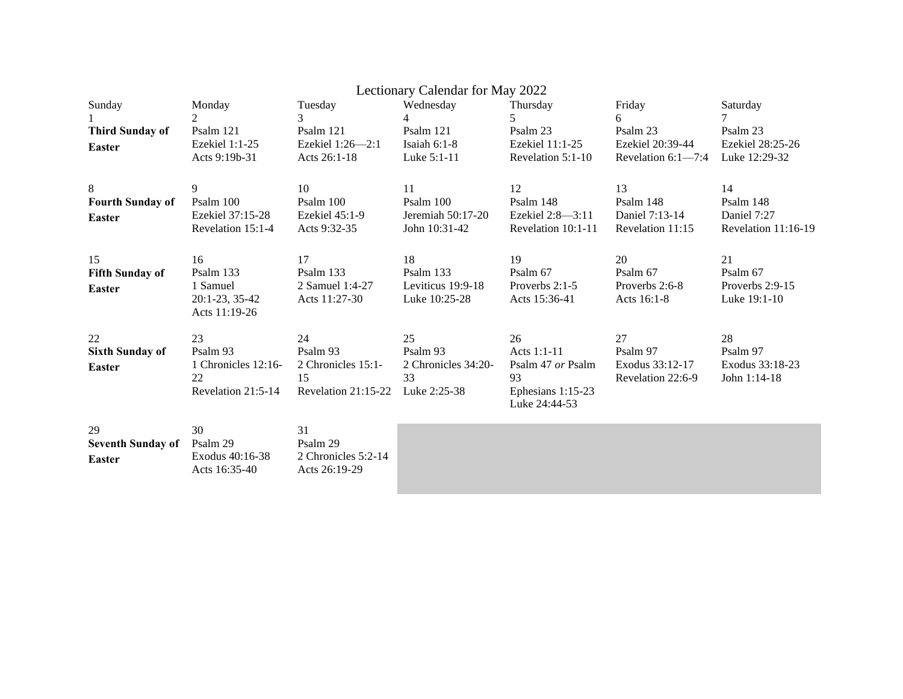# Lectionary Calendar for May 2022

| Sunday | Monday | Tuesday | Wednesday | Thursday | Friday | Saturday |
|---|---|---|---|---|---|---|
| 1<br>**Third Sunday of Easter** | 2<br>Psalm 121<br>Ezekiel 1:1-25<br>Acts 9:19b-31 | 3<br>Psalm 121<br>Ezekiel 1:26—2:1<br>Acts 26:1-18 | 4<br>Psalm 121<br>Isaiah 6:1-8<br>Luke 5:1-11 | 5<br>Psalm 23<br>Ezekiel 11:1-25<br>Revelation 5:1-10 | 6<br>Psalm 23<br>Ezekiel 20:39-44<br>Revelation 6:1—7:4 | 7<br>Psalm 23<br>Ezekiel 28:25-26<br>Luke 12:29-32 |
| 8<br>**Fourth Sunday of Easter** | 9<br>Psalm 100<br>Ezekiel 37:15-28<br>Revelation 15:1-4 | 10<br>Psalm 100<br>Ezekiel 45:1-9<br>Acts 9:32-35 | 11<br>Psalm 100<br>Jeremiah 50:17-20<br>John 10:31-42 | 12<br>Psalm 148<br>Ezekiel 2:8—3:11<br>Revelation 10:1-11 | 13<br>Psalm 148<br>Daniel 7:13-14<br>Revelation 11:15 | 14<br>Psalm 148<br>Daniel 7:27<br>Revelation 11:16-19 |
| 15<br>**Fifth Sunday of Easter** | 16<br>Psalm 133<br>1 Samuel 20:1-23, 35-42<br>Acts 11:19-26 | 17<br>Psalm 133<br>2 Samuel 1:4-27<br>Acts 11:27-30 | 18<br>Psalm 133<br>Leviticus 19:9-18<br>Luke 10:25-28 | 19<br>Psalm 67<br>Proverbs 2:1-5<br>Acts 15:36-41 | 20<br>Psalm 67<br>Proverbs 2:6-8<br>Acts 16:1-8 | 21<br>Psalm 67<br>Proverbs 2:9-15<br>Luke 19:1-10 |
| 22<br>**Sixth Sunday of Easter** | 23<br>Psalm 93<br>1 Chronicles 12:16-22<br>Revelation 21:5-14 | 24<br>Psalm 93<br>2 Chronicles 15:1-15<br>Revelation 21:15-22 | 25<br>Psalm 93<br>2 Chronicles 34:20-33<br>Luke 2:25-38 | 26<br>Acts 1:1-11<br>Psalm 47 *or* Psalm 93<br>Ephesians 1:15-23<br>Luke 24:44-53 | 27<br>Psalm 97<br>Exodus 33:12-17<br>Revelation 22:6-9 | 28<br>Psalm 97<br>Exodus 33:18-23<br>John 1:14-18 |
| 29<br>**Seventh Sunday of Easter** | 30<br>Psalm 29<br>Exodus 40:16-38<br>Acts 16:35-40 | 31<br>Psalm 29<br>2 Chronicles 5:2-14<br>Acts 26:19-29 | | | | |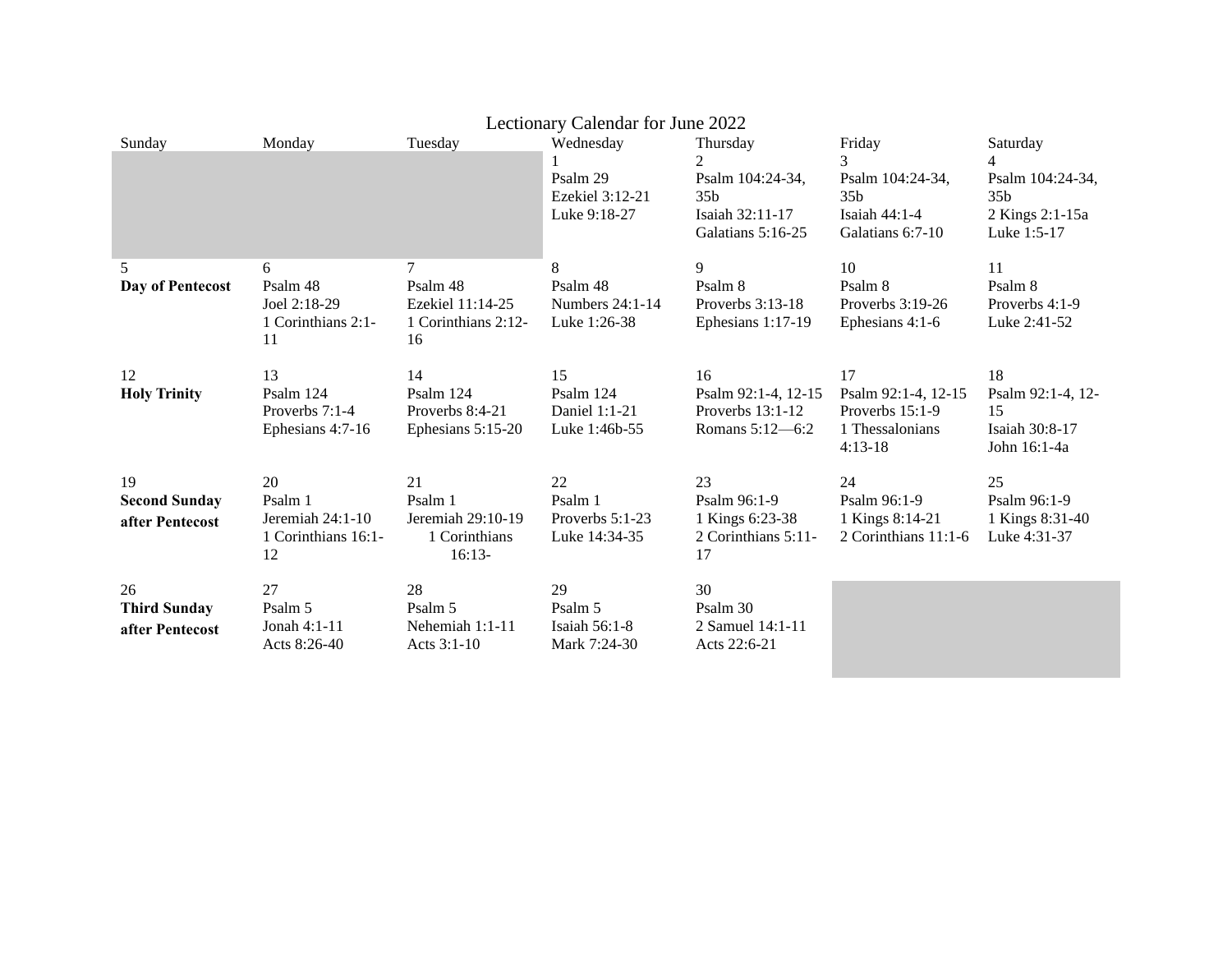# Lectionary Calendar for June 2022

| Sunday | Monday | Tuesday | Wednesday | Thursday | Friday | Saturday |
|---|---|---|---|---|---|---|
| | | | 1<br>Psalm 29<br>Ezekiel 3:12-21<br>Luke 9:18-27 | 2<br>Psalm 104:24-34, 35b<br>Isaiah 32:11-17<br>Galatians 5:16-25 | 3<br>Psalm 104:24-34, 35b<br>Isaiah 44:1-4<br>Galatians 6:7-10 | 4<br>Psalm 104:24-34, 35b<br>2 Kings 2:1-15a<br>Luke 1:5-17 |
| 5<br>**Day of Pentecost** | 6<br>Psalm 48<br>Joel 2:18-29<br>1 Corinthians 2:1-11 | 7<br>Psalm 48<br>Ezekiel 11:14-25<br>1 Corinthians 2:12-16 | 8<br>Psalm 48<br>Numbers 24:1-14<br>Luke 1:26-38 | 9<br>Psalm 8<br>Proverbs 3:13-18<br>Ephesians 1:17-19 | 10<br>Psalm 8<br>Proverbs 3:19-26<br>Ephesians 4:1-6 | 11<br>Psalm 8<br>Proverbs 4:1-9<br>Luke 2:41-52 |
| 12<br>**Holy Trinity** | 13<br>Psalm 124<br>Proverbs 7:1-4<br>Ephesians 4:7-16 | 14<br>Psalm 124<br>Proverbs 8:4-21<br>Ephesians 5:15-20 | 15<br>Psalm 124<br>Daniel 1:1-21<br>Luke 1:46b-55 | 16<br>Psalm 92:1-4, 12-15<br>Proverbs 13:1-12<br>Romans 5:12—6:2 | 17<br>Psalm 92:1-4, 12-15<br>Proverbs 15:1-9<br>1 Thessalonians 4:13-18 | 18<br>Psalm 92:1-4, 12-15<br>Isaiah 30:8-17<br>John 16:1-4a |
| 19<br>**Second Sunday after Pentecost** | 20<br>Psalm 1<br>Jeremiah 24:1-10<br>1 Corinthians 16:1-12 | 21<br>Psalm 1<br>Jeremiah 29:10-19<br>1 Corinthians 16:13- | 22<br>Psalm 1<br>Proverbs 5:1-23<br>Luke 14:34-35 | 23<br>Psalm 96:1-9<br>1 Kings 6:23-38<br>2 Corinthians 5:11-17 | 24<br>Psalm 96:1-9<br>1 Kings 8:14-21<br>2 Corinthians 11:1-6 | 25<br>Psalm 96:1-9<br>1 Kings 8:31-40<br>Luke 4:31-37 |
| 26<br>**Third Sunday after Pentecost** | 27<br>Psalm 5<br>Jonah 4:1-11<br>Acts 8:26-40 | 28<br>Psalm 5<br>Nehemiah 1:1-11<br>Acts 3:1-10 | 29<br>Psalm 5<br>Isaiah 56:1-8<br>Mark 7:24-30 | 30<br>Psalm 30<br>2 Samuel 14:1-11<br>Acts 22:6-21 | | |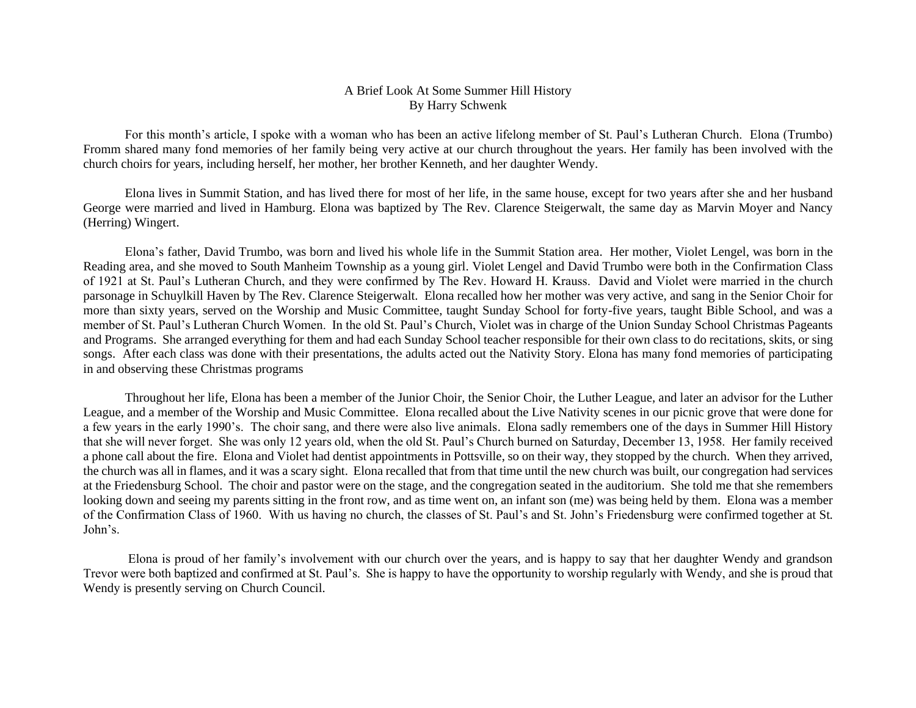# A Brief Look At Some Summer Hill History

By Harry Schwenk

For this month's article, I spoke with a woman who has been an active lifelong member of St. Paul's Lutheran Church. Elona (Trumbo) Fromm shared many fond memories of her family being very active at our church throughout the years. Her family has been involved with the church choirs for years, including herself, her mother, her brother Kenneth, and her daughter Wendy.

Elona lives in Summit Station, and has lived there for most of her life, in the same house, except for two years after she and her husband George were married and lived in Hamburg. Elona was baptized by The Rev. Clarence Steigerwalt, the same day as Marvin Moyer and Nancy (Herring) Wingert.

Elona's father, David Trumbo, was born and lived his whole life in the Summit Station area. Her mother, Violet Lengel, was born in the Reading area, and she moved to South Manheim Township as a young girl. Violet Lengel and David Trumbo were both in the Confirmation Class of 1921 at St. Paul's Lutheran Church, and they were confirmed by The Rev. Howard H. Krauss. David and Violet were married in the church parsonage in Schuylkill Haven by The Rev. Clarence Steigerwalt. Elona recalled how her mother was very active, and sang in the Senior Choir for more than sixty years, served on the Worship and Music Committee, taught Sunday School for forty-five years, taught Bible School, and was a member of St. Paul's Lutheran Church Women. In the old St. Paul's Church, Violet was in charge of the Union Sunday School Christmas Pageants and Programs. She arranged everything for them and had each Sunday School teacher responsible for their own class to do recitations, skits, or sing songs. After each class was done with their presentations, the adults acted out the Nativity Story. Elona has many fond memories of participating in and observing these Christmas programs

Throughout her life, Elona has been a member of the Junior Choir, the Senior Choir, the Luther League, and later an advisor for the Luther League, and a member of the Worship and Music Committee. Elona recalled about the Live Nativity scenes in our picnic grove that were done for a few years in the early 1990's. The choir sang, and there were also live animals. Elona sadly remembers one of the days in Summer Hill History that she will never forget. She was only 12 years old, when the old St. Paul's Church burned on Saturday, December 13, 1958. Her family received a phone call about the fire. Elona and Violet had dentist appointments in Pottsville, so on their way, they stopped by the church. When they arrived, the church was all in flames, and it was a scary sight. Elona recalled that from that time until the new church was built, our congregation had services at the Friedensburg School. The choir and pastor were on the stage, and the congregation seated in the auditorium. She told me that she remembers looking down and seeing my parents sitting in the front row, and as time went on, an infant son (me) was being held by them. Elona was a member of the Confirmation Class of 1960. With us having no church, the classes of St. Paul's and St. John's Friedensburg were confirmed together at St. John's.

Elona is proud of her family's involvement with our church over the years, and is happy to say that her daughter Wendy and grandson Trevor were both baptized and confirmed at St. Paul's. She is happy to have the opportunity to worship regularly with Wendy, and she is proud that Wendy is presently serving on Church Council.